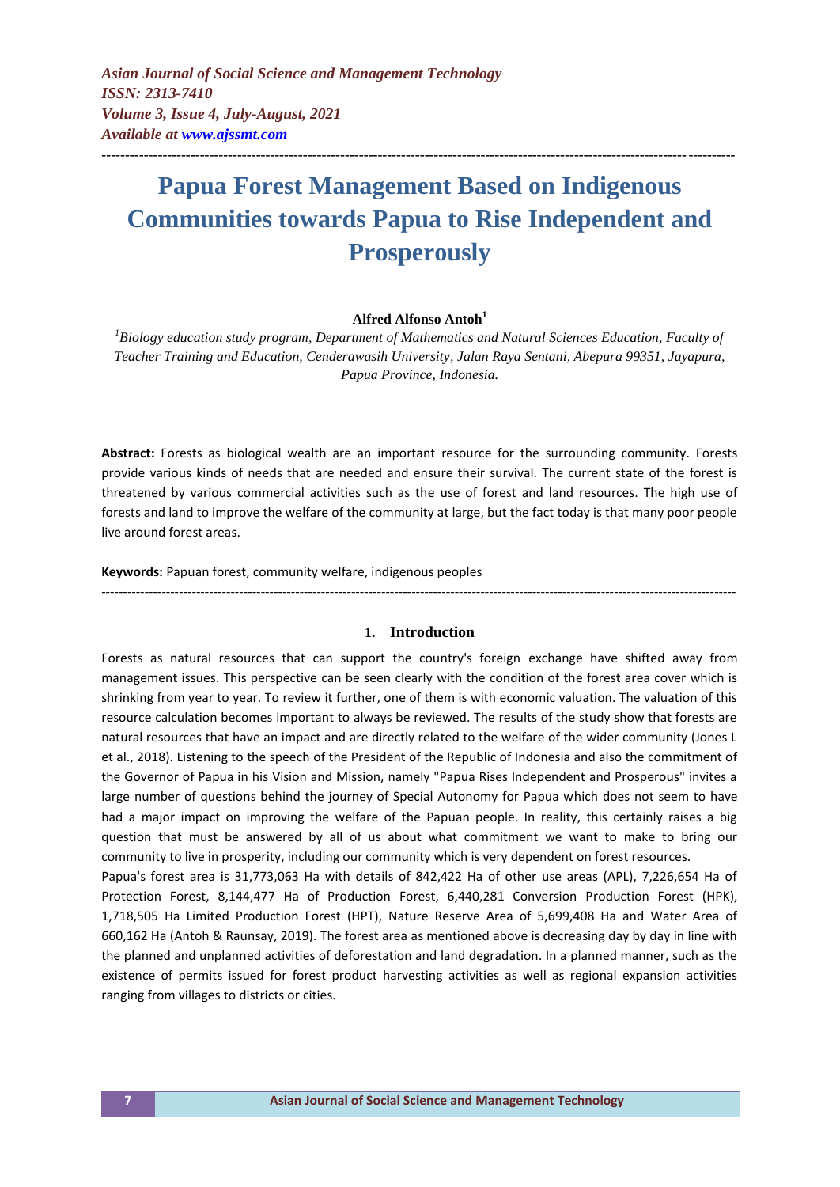# Papua Forest Management Based on Indigenous Communities towards Papua to Rise Independent and Prosperously

**Alfred Alfonso Antoh**[1]

[1]*Biology education study program, Department of Mathematics and Natural Sciences Education, Faculty of Teacher Training and Education, Cenderawasih University, Jalan Raya Sentani, Abepura 99351, Jayapura, Papua Province, Indonesia.*

**Abstract:** Forests as biological wealth are an important resource for the surrounding community. Forests provide various kinds of needs that are needed and ensure their survival. The current state of the forest is threatened by various commercial activities such as the use of forest and land resources. The high use of forests and land to improve the welfare of the community at large, but the fact today is that many poor people live around forest areas.

**Keywords:** Papuan forest, community welfare, indigenous peoples

## 1. Introduction

Forests as natural resources that can support the country's foreign exchange have shifted away from management issues. This perspective can be seen clearly with the condition of the forest area cover which is shrinking from year to year. To review it further, one of them is with economic valuation. The valuation of this resource calculation becomes important to always be reviewed. The results of the study show that forests are natural resources that have an impact and are directly related to the welfare of the wider community (Jones L et al., 2018). Listening to the speech of the President of the Republic of Indonesia and also the commitment of the Governor of Papua in his Vision and Mission, namely "Papua Rises Independent and Prosperous" invites a large number of questions behind the journey of Special Autonomy for Papua which does not seem to have had a major impact on improving the welfare of the Papuan people. In reality, this certainly raises a big question that must be answered by all of us about what commitment we want to make to bring our community to live in prosperity, including our community which is very dependent on forest resources.

Papua's forest area is 31,773,063 Ha with details of 842,422 Ha of other use areas (APL), 7,226,654 Ha of Protection Forest, 8,144,477 Ha of Production Forest, 6,440,281 Conversion Production Forest (HPK), 1,718,505 Ha Limited Production Forest (HPT), Nature Reserve Area of 5,699,408 Ha and Water Area of 660,162 Ha (Antoh & Raunsay, 2019). The forest area as mentioned above is decreasing day by day in line with the planned and unplanned activities of deforestation and land degradation. In a planned manner, such as the existence of permits issued for forest product harvesting activities as well as regional expansion activities ranging from villages to districts or cities.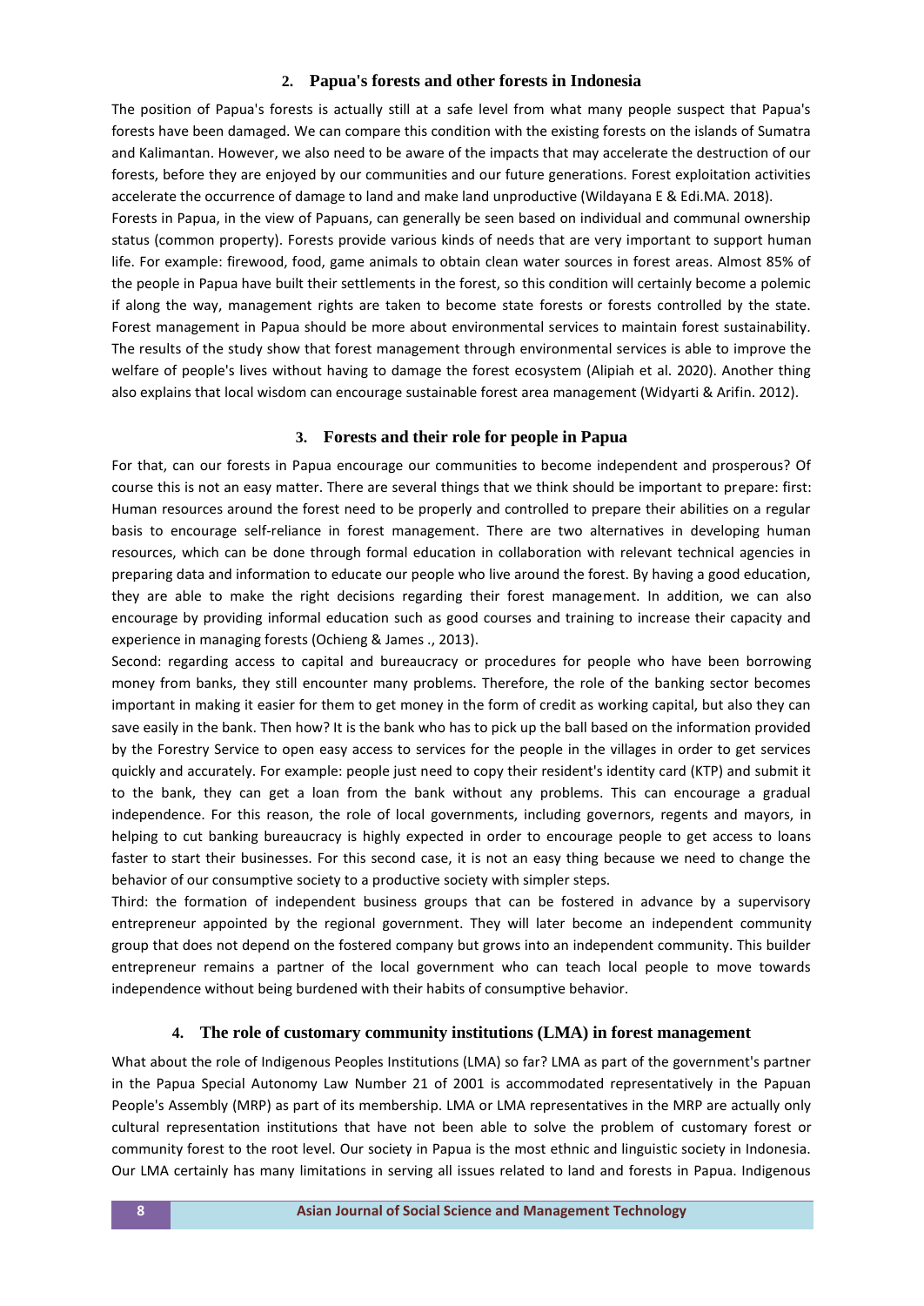## 2. Papua's forests and other forests in Indonesia

The position of Papua's forests is actually still at a safe level from what many people suspect that Papua's forests have been damaged. We can compare this condition with the existing forests on the islands of Sumatra and Kalimantan. However, we also need to be aware of the impacts that may accelerate the destruction of our forests, before they are enjoyed by our communities and our future generations. Forest exploitation activities accelerate the occurrence of damage to land and make land unproductive (Wildayana E & Edi.MA. 2018).

Forests in Papua, in the view of Papuans, can generally be seen based on individual and communal ownership status (common property). Forests provide various kinds of needs that are very important to support human life. For example: firewood, food, game animals to obtain clean water sources in forest areas. Almost 85% of the people in Papua have built their settlements in the forest, so this condition will certainly become a polemic if along the way, management rights are taken to become state forests or forests controlled by the state. Forest management in Papua should be more about environmental services to maintain forest sustainability. The results of the study show that forest management through environmental services is able to improve the welfare of people's lives without having to damage the forest ecosystem (Alipiah et al. 2020). Another thing also explains that local wisdom can encourage sustainable forest area management (Widyarti & Arifin. 2012).

## 3. Forests and their role for people in Papua

For that, can our forests in Papua encourage our communities to become independent and prosperous? Of course this is not an easy matter. There are several things that we think should be important to prepare: first: Human resources around the forest need to be properly and controlled to prepare their abilities on a regular basis to encourage self-reliance in forest management. There are two alternatives in developing human resources, which can be done through formal education in collaboration with relevant technical agencies in preparing data and information to educate our people who live around the forest. By having a good education, they are able to make the right decisions regarding their forest management. In addition, we can also encourage by providing informal education such as good courses and training to increase their capacity and experience in managing forests (Ochieng & James ., 2013).

Second: regarding access to capital and bureaucracy or procedures for people who have been borrowing money from banks, they still encounter many problems. Therefore, the role of the banking sector becomes important in making it easier for them to get money in the form of credit as working capital, but also they can save easily in the bank. Then how? It is the bank who has to pick up the ball based on the information provided by the Forestry Service to open easy access to services for the people in the villages in order to get services quickly and accurately. For example: people just need to copy their resident's identity card (KTP) and submit it to the bank, they can get a loan from the bank without any problems. This can encourage a gradual independence. For this reason, the role of local governments, including governors, regents and mayors, in helping to cut banking bureaucracy is highly expected in order to encourage people to get access to loans faster to start their businesses. For this second case, it is not an easy thing because we need to change the behavior of our consumptive society to a productive society with simpler steps.

Third: the formation of independent business groups that can be fostered in advance by a supervisory entrepreneur appointed by the regional government. They will later become an independent community group that does not depend on the fostered company but grows into an independent community. This builder entrepreneur remains a partner of the local government who can teach local people to move towards independence without being burdened with their habits of consumptive behavior.

## 4. The role of customary community institutions (LMA) in forest management

What about the role of Indigenous Peoples Institutions (LMA) so far? LMA as part of the government's partner in the Papua Special Autonomy Law Number 21 of 2001 is accommodated representatively in the Papuan People's Assembly (MRP) as part of its membership. LMA or LMA representatives in the MRP are actually only cultural representation institutions that have not been able to solve the problem of customary forest or community forest to the root level. Our society in Papua is the most ethnic and linguistic society in Indonesia. Our LMA certainly has many limitations in serving all issues related to land and forests in Papua. Indigenous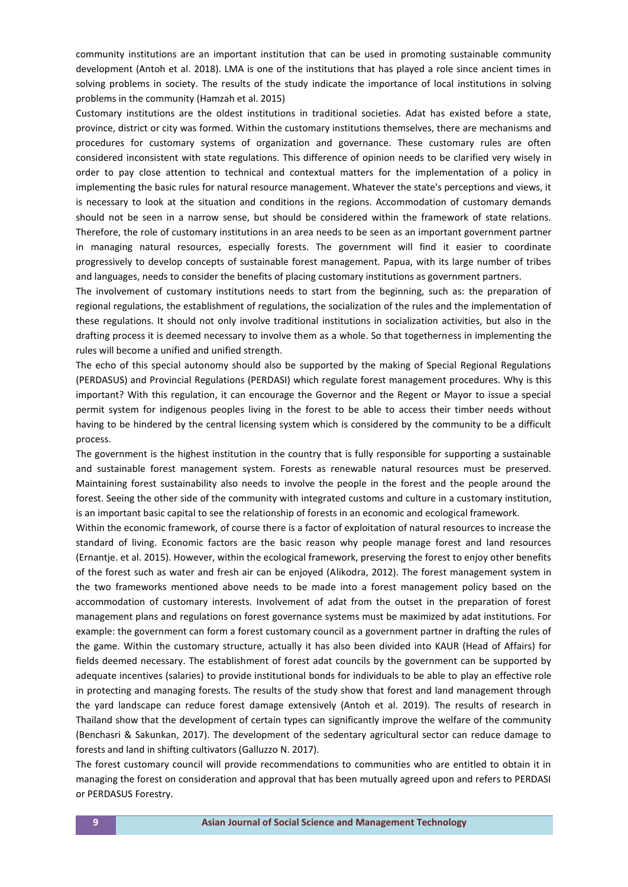community institutions are an important institution that can be used in promoting sustainable community development (Antoh et al. 2018). LMA is one of the institutions that has played a role since ancient times in solving problems in society. The results of the study indicate the importance of local institutions in solving problems in the community (Hamzah et al. 2015)

Customary institutions are the oldest institutions in traditional societies. Adat has existed before a state, province, district or city was formed. Within the customary institutions themselves, there are mechanisms and procedures for customary systems of organization and governance. These customary rules are often considered inconsistent with state regulations. This difference of opinion needs to be clarified very wisely in order to pay close attention to technical and contextual matters for the implementation of a policy in implementing the basic rules for natural resource management. Whatever the state's perceptions and views, it is necessary to look at the situation and conditions in the regions. Accommodation of customary demands should not be seen in a narrow sense, but should be considered within the framework of state relations. Therefore, the role of customary institutions in an area needs to be seen as an important government partner in managing natural resources, especially forests. The government will find it easier to coordinate progressively to develop concepts of sustainable forest management. Papua, with its large number of tribes and languages, needs to consider the benefits of placing customary institutions as government partners.

The involvement of customary institutions needs to start from the beginning, such as: the preparation of regional regulations, the establishment of regulations, the socialization of the rules and the implementation of these regulations. It should not only involve traditional institutions in socialization activities, but also in the drafting process it is deemed necessary to involve them as a whole. So that togetherness in implementing the rules will become a unified and unified strength.

The echo of this special autonomy should also be supported by the making of Special Regional Regulations (PERDASUS) and Provincial Regulations (PERDASI) which regulate forest management procedures. Why is this important? With this regulation, it can encourage the Governor and the Regent or Mayor to issue a special permit system for indigenous peoples living in the forest to be able to access their timber needs without having to be hindered by the central licensing system which is considered by the community to be a difficult process.

The government is the highest institution in the country that is fully responsible for supporting a sustainable and sustainable forest management system. Forests as renewable natural resources must be preserved. Maintaining forest sustainability also needs to involve the people in the forest and the people around the forest. Seeing the other side of the community with integrated customs and culture in a customary institution, is an important basic capital to see the relationship of forests in an economic and ecological framework.

Within the economic framework, of course there is a factor of exploitation of natural resources to increase the standard of living. Economic factors are the basic reason why people manage forest and land resources (Ernantje. et al. 2015). However, within the ecological framework, preserving the forest to enjoy other benefits of the forest such as water and fresh air can be enjoyed (Alikodra, 2012). The forest management system in the two frameworks mentioned above needs to be made into a forest management policy based on the accommodation of customary interests. Involvement of adat from the outset in the preparation of forest management plans and regulations on forest governance systems must be maximized by adat institutions. For example: the government can form a forest customary council as a government partner in drafting the rules of the game. Within the customary structure, actually it has also been divided into KAUR (Head of Affairs) for fields deemed necessary. The establishment of forest adat councils by the government can be supported by adequate incentives (salaries) to provide institutional bonds for individuals to be able to play an effective role in protecting and managing forests. The results of the study show that forest and land management through the yard landscape can reduce forest damage extensively (Antoh et al. 2019). The results of research in Thailand show that the development of certain types can significantly improve the welfare of the community (Benchasri & Sakunkan, 2017). The development of the sedentary agricultural sector can reduce damage to forests and land in shifting cultivators (Galluzzo N. 2017).

The forest customary council will provide recommendations to communities who are entitled to obtain it in managing the forest on consideration and approval that has been mutually agreed upon and refers to PERDASI or PERDASUS Forestry.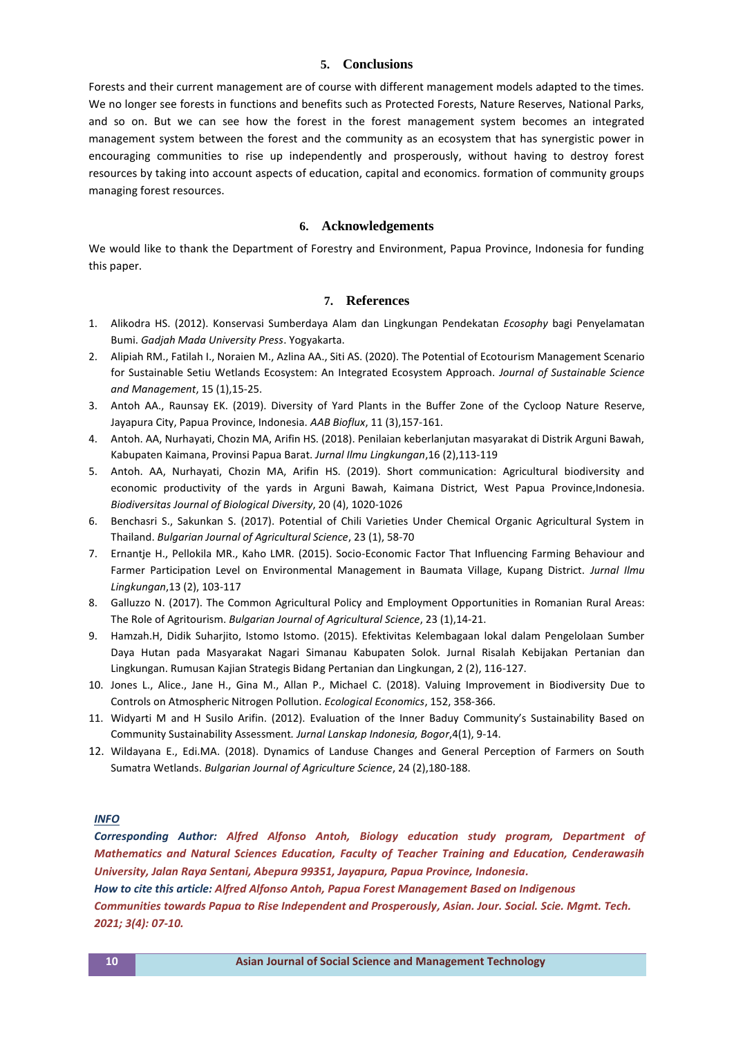## 5. Conclusions

Forests and their current management are of course with different management models adapted to the times. We no longer see forests in functions and benefits such as Protected Forests, Nature Reserves, National Parks, and so on. But we can see how the forest management system becomes an integrated management system between the forest and the community as an ecosystem that has synergistic power in encouraging communities to rise up independently and prosperously, without having to destroy forest resources by taking into account aspects of education, capital and economics. formation of community groups managing forest resources.

## 6. Acknowledgements

We would like to thank the Department of Forestry and Environment, Papua Province, Indonesia for funding this paper.

## 7. References

1. Alikodra HS. (2012). Konservasi Sumberdaya Alam dan Lingkungan Pendekatan *Ecosophy* bagi Penyelamatan Bumi. *Gadjah Mada University Press*. Yogyakarta.
2. Alipiah RM., Fatilah I., Noraien M., Azlina AA., Siti AS. (2020). The Potential of Ecotourism Management Scenario for Sustainable Setiu Wetlands Ecosystem: An Integrated Ecosystem Approach. *Journal of Sustainable Science and Management*, 15 (1),15-25.
3. Antoh AA., Raunsay EK. (2019). Diversity of Yard Plants in the Buffer Zone of the Cycloop Nature Reserve, Jayapura City, Papua Province, Indonesia. *AAB Bioflux*, 11 (3),157-161.
4. Antoh. AA, Nurhayati, Chozin MA, Arifin HS. (2018). Penilaian keberlanjutan masyarakat di Distrik Arguni Bawah, Kabupaten Kaimana, Provinsi Papua Barat. *Jurnal Ilmu Lingkungan*,16 (2),113-119
5. Antoh. AA, Nurhayati, Chozin MA, Arifin HS. (2019). Short communication: Agricultural biodiversity and economic productivity of the yards in Arguni Bawah, Kaimana District, West Papua Province,Indonesia. *Biodiversitas Journal of Biological Diversity*, 20 (4), 1020-1026
6. Benchasri S., Sakunkan S. (2017). Potential of Chili Varieties Under Chemical Organic Agricultural System in Thailand. *Bulgarian Journal of Agricultural Science*, 23 (1), 58-70
7. Ernantje H., Pellokila MR., Kaho LMR. (2015). Socio-Economic Factor That Influencing Farming Behaviour and Farmer Participation Level on Environmental Management in Baumata Village, Kupang District. *Jurnal Ilmu Lingkungan*,13 (2), 103-117
8. Galluzzo N. (2017). The Common Agricultural Policy and Employment Opportunities in Romanian Rural Areas: The Role of Agritourism. *Bulgarian Journal of Agricultural Science*, 23 (1),14-21.
9. Hamzah.H, Didik Suharjito, Istomo Istomo. (2015). Efektivitas Kelembagaan lokal dalam Pengelolaan Sumber Daya Hutan pada Masyarakat Nagari Simanau Kabupaten Solok. Jurnal Risalah Kebijakan Pertanian dan Lingkungan. Rumusan Kajian Strategis Bidang Pertanian dan Lingkungan, 2 (2), 116-127.
10. Jones L., Alice., Jane H., Gina M., Allan P., Michael C. (2018). Valuing Improvement in Biodiversity Due to Controls on Atmospheric Nitrogen Pollution. *Ecological Economics*, 152, 358-366.
11. Widyarti M and H Susilo Arifin. (2012). Evaluation of the Inner Baduy Community's Sustainability Based on Community Sustainability Assessment. *Jurnal Lanskap Indonesia, Bogor*,4(1), 9-14.
12. Wildayana E., Edi.MA. (2018). Dynamics of Landuse Changes and General Perception of Farmers on South Sumatra Wetlands. *Bulgarian Journal of Agriculture Science*, 24 (2),180-188.

***INFO***

***Corresponding Author:*** ***Alfred Alfonso Antoh, Biology education study program, Department of Mathematics and Natural Sciences Education, Faculty of Teacher Training and Education, Cenderawasih University, Jalan Raya Sentani, Abepura 99351, Jayapura, Papua Province, Indonesia.***

***How to cite this article:*** ***Alfred Alfonso Antoh, Papua Forest Management Based on Indigenous Communities towards Papua to Rise Independent and Prosperously, Asian. Jour. Social. Scie. Mgmt. Tech. 2021; 3(4): 07-10.***